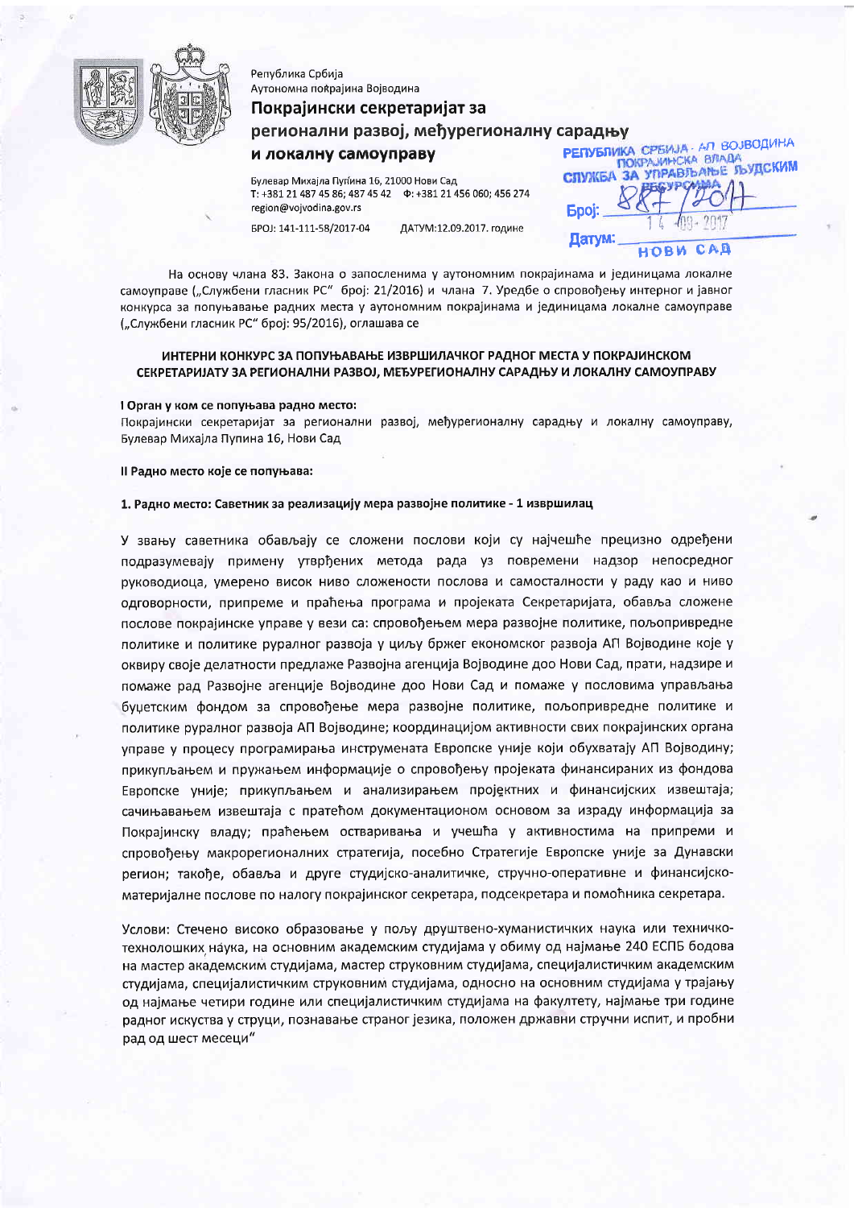Република Србија
Аутономна покрајина Војводина

## Покрајински секретаријат за регионални развој, међурегионалну сарадњу и локалну самоуправу

Булевар Михајла Пупина 16, 21000 Нови Сад
Т: +381 21 487 45 86; 487 45 42 Ф: +381 21 456 060; 456 274
region@vojvodina.gov.rs

БРОЈ: 141-111-58/2017-04 ДАТУМ:12.09.2017. године

РЕПУБЛИКА СРБИЈА - АП ВОЈВОДИНА
ПОКРАЈИНСКА ВЛАДА
СЛУЖБА ЗА УПРАВЉАЊЕ ЉУДСКИМ РЕСУРСИМА
Број: 887/2017
Датум: 14-09-2017
НОВИ САД

На основу члана 83. Закона о запосленима у аутономним покрајинама и јединицама локалне самоуправе („Службени гласник РС" број: 21/2016) и члана 7. Уредбе о спровођењу интерног и јавног конкурса за попуњавање радних места у аутономним покрајинама и јединицама локалне самоуправе („Службени гласник РС" број: 95/2016), оглашава се

### ИНТЕРНИ КОНКУРС ЗА ПОПУЊАВАЊЕ ИЗВРШИЛАЧКОГ РАДНОГ МЕСТА У ПОКРАЈИНСКОМ СЕКРЕТАРИЈАТУ ЗА РЕГИОНАЛНИ РАЗВОЈ, МЕЂУРЕГИОНАЛНУ САРАДЊУ И ЛОКАЛНУ САМОУПРАВУ

**I Орган у ком се попуњава радно место:**

Покрајински секретаријат за регионални развој, међурегионалну сарадњу и локалну самоуправу, Булевар Михајла Пупина 16, Нови Сад

**II Радно место које се попуњава:**

**1. Радно место: Саветник за реализацију мера развојне политике - 1 извршилац**

У звању саветника обављају се сложени послови који су најчешће прецизно одређени подразумевају примену утврђених метода рада уз повремени надзор непосредног руководиоца, умерено висок ниво сложености послова и самосталности у раду као и ниво одговорности, припреме и праћења програма и пројеката Секретаријата, обавља сложене послове покрајинске управе у вези са: спровођењем мера развојне политике, пољопривредне политике и политике руралног развоја у циљу бржег економског развоја АП Војводине које у оквиру своје делатности предлаже Развојна агенција Војводине доо Нови Сад, прати, надзире и помаже рад Развојне агенције Војводине доо Нови Сад и помаже у пословима управљања буџетским фондом за спровођење мера развојне политике, пољопривредне политике и политике руралног развоја АП Војводине; координацијом активности свих покрајинских органа управе у процесу програмирања инструмената Европске уније који обухватају АП Војводину; прикупљањем и пружањем информације о спровођењу пројеката финансираних из фондова Европске уније; прикупљањем и анализирањем пројектних и финансијских извештаја; сачињавањем извештаја с пратећом документационом основом за израду информација за Покрајинску владу; праћењем остваривања и учешћа у активностима на припреми и спровођењу макрорегионалних стратегија, посебно Стратегије Европске уније за Дунавски регион; такође, обавља и друге студијско-аналитичке, стручно-оперативне и финансијско-материјалне послове по налогу покрајинског секретара, подсекретара и помоћника секретара.

Услови: Стечено високо образовање у пољу друштвено-хуманистичких наука или техничко-технолошких наука, на основним академским студијама у обиму од најмање 240 ЕСПБ бодова на мастер академским студијама, мастер струковним студијама, специјалистичким академским студијама, специјалистичким струковним студијама, односно на основним студијама у трајању од најмање четири године или специјалистичким студијама на факултету, најмање три године радног искуства у струци, познавање страног језика, положен државни стручни испит, и пробни рад од шест месеци"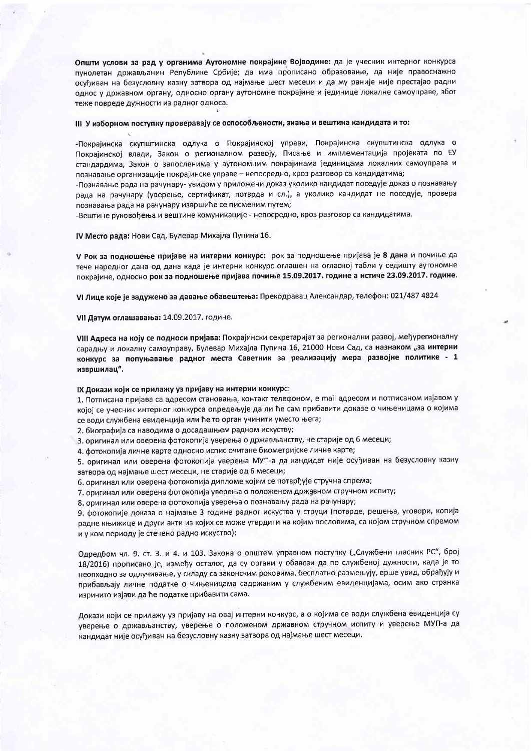**Општи услови за рад у органима Аутономне покрајине Војводине:** да је учесник интерног конкурса пунолетан држављанин Републике Србије; да има прописано образовање, да није правоснажно осуђиван на безусловну казну затвора од најмање шест месеци и да му раније није престајао радни однос у државном органу, односно органу аутономне покрајине и јединице локалне самоуправе, због теже повреде дужности из радног односа.

**III У изборном поступку проверавају се оспособљености, знања и вештина кандидата и то:**

-Покрајинска скупштинска одлука о Покрајинској управи, Покрајинска скупштинска одлука о Покрајинској влади, Закон о регионалном развоју, Писање и имплементација пројеката по ЕУ стандардима, Закон о запосленима у аутономним покрајинама јединицама локалних самоуправа и познавање организације покрајинске управе – непосредно, кроз разговор са кандидатима;

-Познавање рада на рачунару- увидом у приложени доказ уколико кандидат поседује доказ о познавању рада на рачунару (уверење, сертификат, потврда и сл.), а уколико кандидат не поседује, провера познавања рада на рачунару извршиће се писменим путем;

-Вештине руковођења и вештине комуникације - непосредно, кроз разговор са кандидатима.

**IV Место рада:** Нови Сад, Булевар Михајла Пупина 16.

**V Рок за подношење пријаве на интерни конкурс:** рок за подношење пријава је **8 дана** и почиње да тече наредног дана од дана када је интерни конкурс оглашен на огласној табли у седишту аутономне покрајине, односно **рок за подношење пријава почиње 15.09.2017. године а истиче 23.09.2017. године.**

**VI Лице које је задужено за давање обавештења:** Прекодравац Александар, телефон: 021/487 4824

**VII Датум оглашавања:** 14.09.2017. године.

**VIII Адреса на коју се подноси пријава:** Покрајински секретаријат за регионални развој, међурегионалну сарадњу и локалну самоуправу, Булевар Михајла Пупина 16, 21000 Нови Сад, са **назнаком „за интерни конкурс за попуњавање радног места Саветник за реализацију мера развојне политике - 1 извршилац".**

**IX Докази који се прилажу уз пријаву на интерни конкурс:**

1. Потписана пријава са адресом становања, контакт телефоном, e mail адресом и потписаном изјавом у којој се учесник интерног конкурса опредељује да ли ће сам прибавити доказе о чињеницама о којима се води службена евиденција или ће то орган учинити уместо њега;
2. биографија са наводима о досадашњем радном искуству;
3. оригинал или оверена фотокопија уверења о држављанству, не старије од 6 месеци;
4. фотокопија личне карте односно испис очитане биометријске личне карте;
5. оригинал или оверена фотокопија уверења МУП-а да кандидат није осуђиван на безусловну казну затвора од најмање шест месеци, не старије од 6 месеци;
6. оригинал или оверена фотокопија дипломе којим се потврђује стручна спрема;
7. оригинал или оверена фотокопија уверења о положеном државном стручном испиту;
8. оригинал или оверена фотокопија уверења о познавању рада на рачунару;
9. фотокопије доказа о најмање 3 године радног искуства у струци (потврде, решења, уговори, копија радне књижице и други акти из којих се може утврдити на којим пословима, са којом стручном спремом и у ком периоду је стечено радно искуство);

Одредбом чл. 9. ст. 3. и 4. и 103. Закона о општем управном поступку („Службени гласник РС", број 18/2016) прописано је, између осталог, да су органи у обавези да по службеној дужности, када је то неопходно за одлучивање, у складу са законским роковима, бесплатно размењују, врше увид, обрађују и прибављају личне податке о чињеницама садржаним у службеним евиденцијама, осим ако странка изричито изјави да ће податке прибавити сама.

Докази који се прилажу уз пријаву на овај интерни конкурс, а о којима се води службена евиденција су уверење о држављанству, уверење о положеном државном стручном испиту и уверење МУП-а да кандидат није осуђиван на безусловну казну затвора од најмање шест месеци.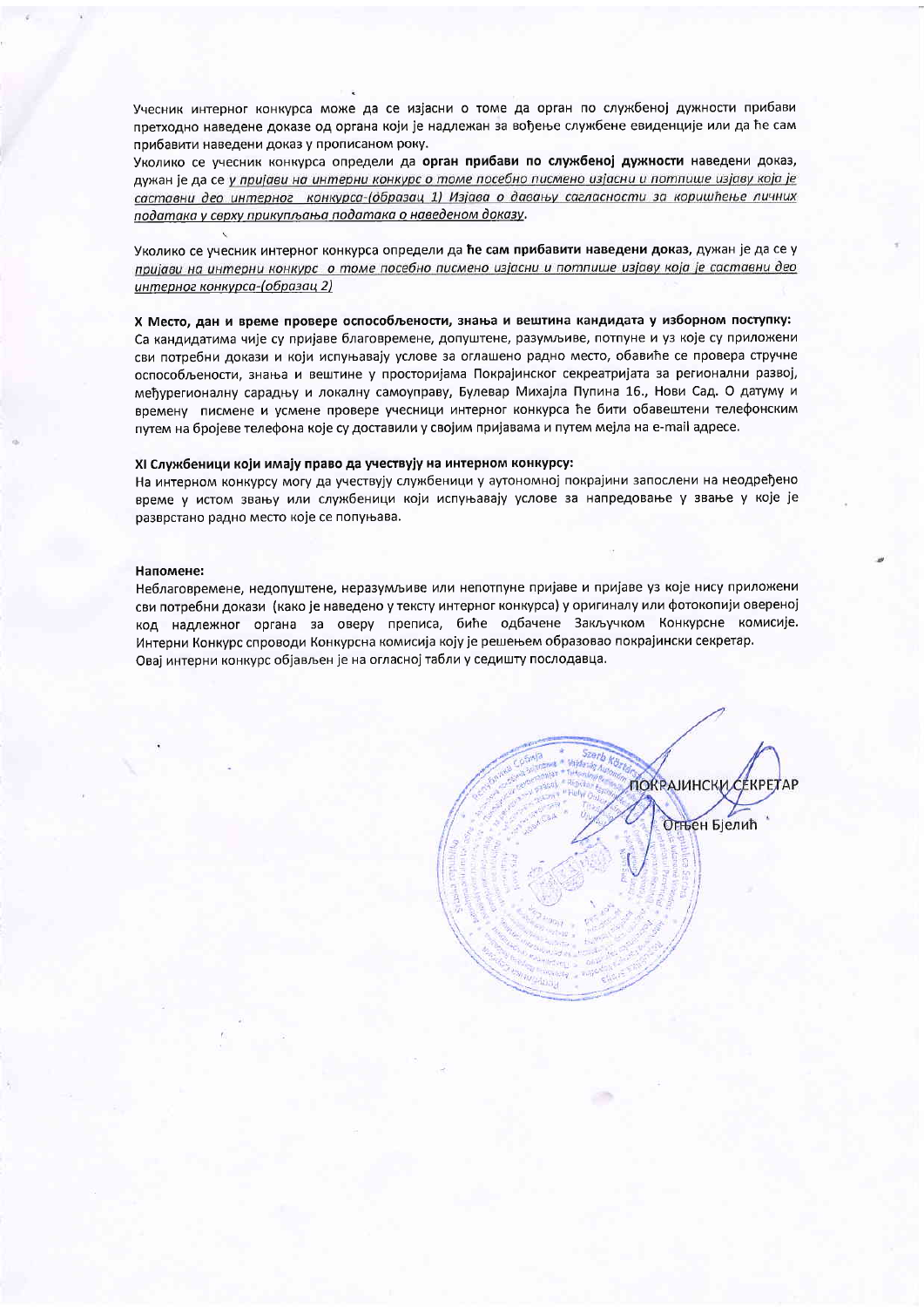Учесник интерног конкурса може да се изјасни о томе да орган по службеној дужности прибави претходно наведене доказе од органа који је надлежан за вођење службене евиденције или да ће сам прибавити наведени доказ у прописаном року.

Уколико се учесник конкурса определи да **орган прибави по службеној дужности** наведени доказ, дужан је да се *у пријави на интерни конкурс о томе посебно писмено изјасни и потпише изјаву која је саставни део интерног конкурса-(образац 1) Изјава о давању сагласности за коришћење личних података у сврху прикупљања података о наведеном доказу.*

Уколико се учесник интерног конкурса определи да **ће сам прибавити наведени доказ**, дужан је да се у *пријави на интерни конкурс о томе посебно писмено изјасни и потпише изјаву која је саставни део интерног конкурса-(образац 2)*

**X Место, дан и време провере оспособљености, знања и вештина кандидата у изборном поступку:**

Са кандидатима чије су пријаве благовремене, допуштене, разумљиве, потпуне и уз које су приложени сви потребни докази и који испуњавају услове за оглашено радно место, обавиће се провера стручне оспособљености, знања и вештине у просторијама Покрајинског секреатријата за регионални развој, међурегионалну сарадњу и локалну самоуправу, Булевар Михајла Пупина 16., Нови Сад. О датуму и времену писмене и усмене провере учесници интерног конкурса ће бити обавештени телефонским путем на бројеве телефона које су доставили у својим пријавама и путем мејла на e-mail адресе.

**XI Службеници који имају право да учествују на интерном конкурсу:**

На интерном конкурсу могу да учествују службеници у аутономној покрајини запослени на неодређено време у истом звању или службеници који испуњавају услове за напредовање у звање у које је разврстано радно место које се попуњава.

**Напомене:**

Неблаговремене, недопуштене, неразумљиве или непотпуне пријаве и пријаве уз које нису приложени сви потребни докази (како је наведено у тексту интерног конкурса) у оригиналу или фотокопији овереној код надлежног органа за оверу преписа, биће одбачене Закључком Конкурсне комисије. Интерни Конкурс спроводи Конкурсна комисија коју је решењем образовао покрајински секретар.

Овај интерни конкурс објављен је на огласној табли у седишту послодавца.

ПОКРАЈИНСКИ СЕКРЕТАР

Огњен Бјелић